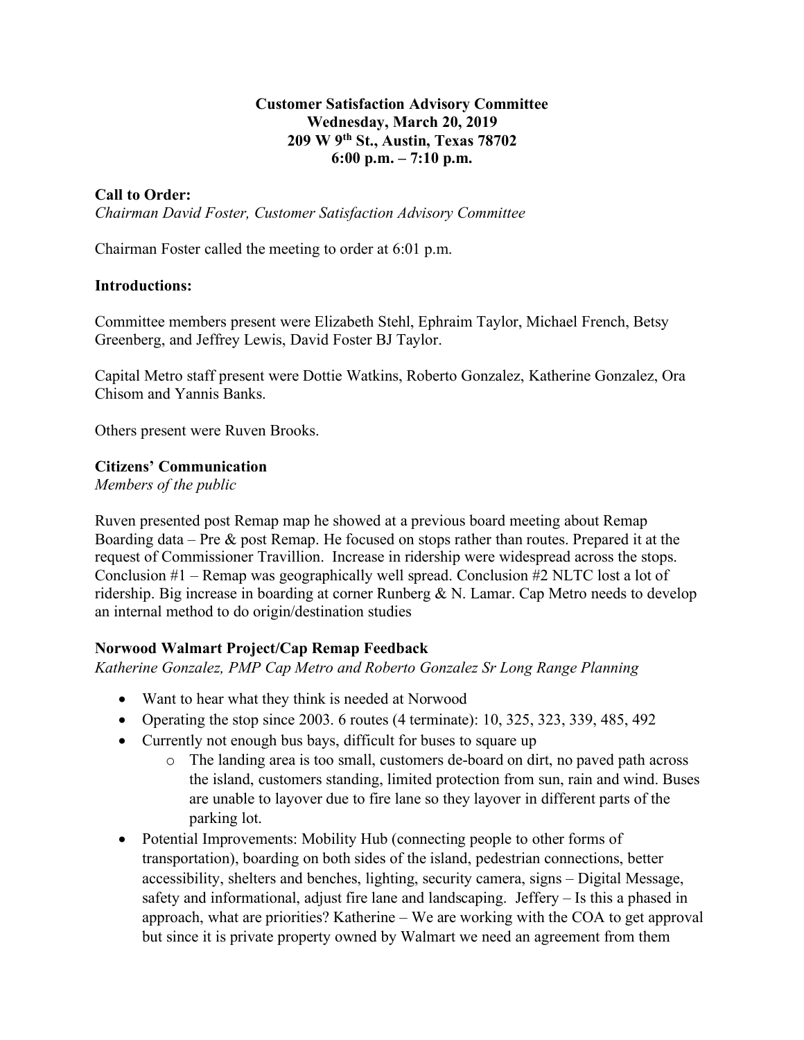**Customer Satisfaction Advisory Committee**
**Wednesday, March 20, 2019**
**209 W 9th St., Austin, Texas 78702**
**6:00 p.m. – 7:10 p.m.**

**Call to Order:**
*Chairman David Foster, Customer Satisfaction Advisory Committee*

Chairman Foster called the meeting to order at 6:01 p.m.

**Introductions:**

Committee members present were Elizabeth Stehl, Ephraim Taylor, Michael French, Betsy Greenberg, and Jeffrey Lewis, David Foster BJ Taylor.

Capital Metro staff present were Dottie Watkins, Roberto Gonzalez, Katherine Gonzalez, Ora Chisom and Yannis Banks.

Others present were Ruven Brooks.

**Citizens' Communication**
*Members of the public*

Ruven presented post Remap map he showed at a previous board meeting about Remap Boarding data – Pre & post Remap. He focused on stops rather than routes. Prepared it at the request of Commissioner Travillion. Increase in ridership were widespread across the stops. Conclusion #1 – Remap was geographically well spread. Conclusion #2 NLTC lost a lot of ridership. Big increase in boarding at corner Runberg & N. Lamar. Cap Metro needs to develop an internal method to do origin/destination studies

**Norwood Walmart Project/Cap Remap Feedback**
*Katherine Gonzalez, PMP Cap Metro and Roberto Gonzalez Sr Long Range Planning*

- Want to hear what they think is needed at Norwood
- Operating the stop since 2003. 6 routes (4 terminate): 10, 325, 323, 339, 485, 492
- Currently not enough bus bays, difficult for buses to square up
  - The landing area is too small, customers de-board on dirt, no paved path across the island, customers standing, limited protection from sun, rain and wind. Buses are unable to layover due to fire lane so they layover in different parts of the parking lot.
- Potential Improvements: Mobility Hub (connecting people to other forms of transportation), boarding on both sides of the island, pedestrian connections, better accessibility, shelters and benches, lighting, security camera, signs – Digital Message, safety and informational, adjust fire lane and landscaping. Jeffery – Is this a phased in approach, what are priorities? Katherine – We are working with the COA to get approval but since it is private property owned by Walmart we need an agreement from them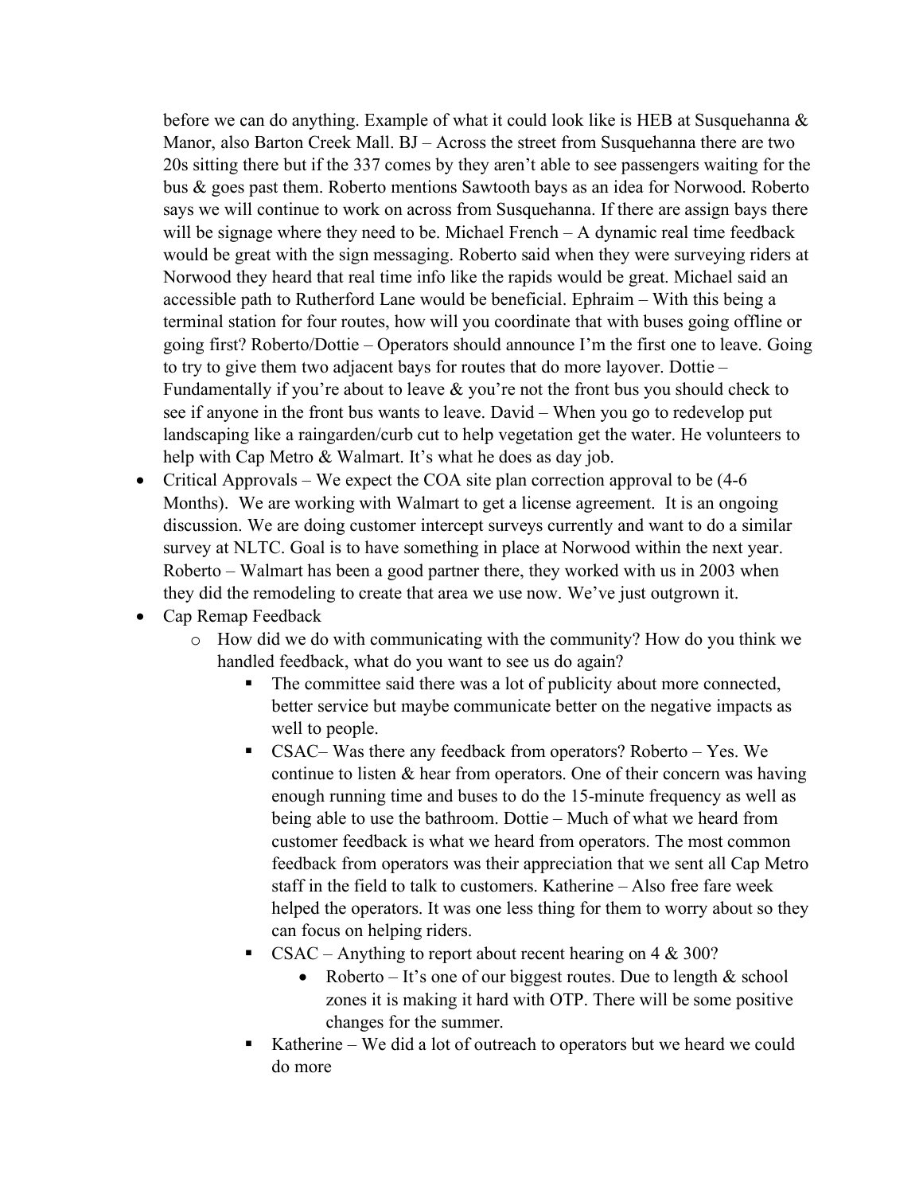before we can do anything. Example of what it could look like is HEB at Susquehanna & Manor, also Barton Creek Mall. BJ – Across the street from Susquehanna there are two 20s sitting there but if the 337 comes by they aren't able to see passengers waiting for the bus & goes past them. Roberto mentions Sawtooth bays as an idea for Norwood. Roberto says we will continue to work on across from Susquehanna. If there are assign bays there will be signage where they need to be. Michael French – A dynamic real time feedback would be great with the sign messaging. Roberto said when they were surveying riders at Norwood they heard that real time info like the rapids would be great. Michael said an accessible path to Rutherford Lane would be beneficial. Ephraim – With this being a terminal station for four routes, how will you coordinate that with buses going offline or going first? Roberto/Dottie – Operators should announce I'm the first one to leave. Going to try to give them two adjacent bays for routes that do more layover. Dottie – Fundamentally if you're about to leave & you're not the front bus you should check to see if anyone in the front bus wants to leave. David – When you go to redevelop put landscaping like a raingarden/curb cut to help vegetation get the water. He volunteers to help with Cap Metro & Walmart. It's what he does as day job.

- Critical Approvals – We expect the COA site plan correction approval to be (4-6 Months). We are working with Walmart to get a license agreement. It is an ongoing discussion. We are doing customer intercept surveys currently and want to do a similar survey at NLTC. Goal is to have something in place at Norwood within the next year. Roberto – Walmart has been a good partner there, they worked with us in 2003 when they did the remodeling to create that area we use now. We've just outgrown it.
- Cap Remap Feedback
  - How did we do with communicating with the community? How do you think we handled feedback, what do you want to see us do again?
    - The committee said there was a lot of publicity about more connected, better service but maybe communicate better on the negative impacts as well to people.
    - CSAC– Was there any feedback from operators? Roberto – Yes. We continue to listen & hear from operators. One of their concern was having enough running time and buses to do the 15-minute frequency as well as being able to use the bathroom. Dottie – Much of what we heard from customer feedback is what we heard from operators. The most common feedback from operators was their appreciation that we sent all Cap Metro staff in the field to talk to customers. Katherine – Also free fare week helped the operators. It was one less thing for them to worry about so they can focus on helping riders.
    - CSAC – Anything to report about recent hearing on 4 & 300?
      - Roberto – It's one of our biggest routes. Due to length & school zones it is making it hard with OTP. There will be some positive changes for the summer.
    - Katherine – We did a lot of outreach to operators but we heard we could do more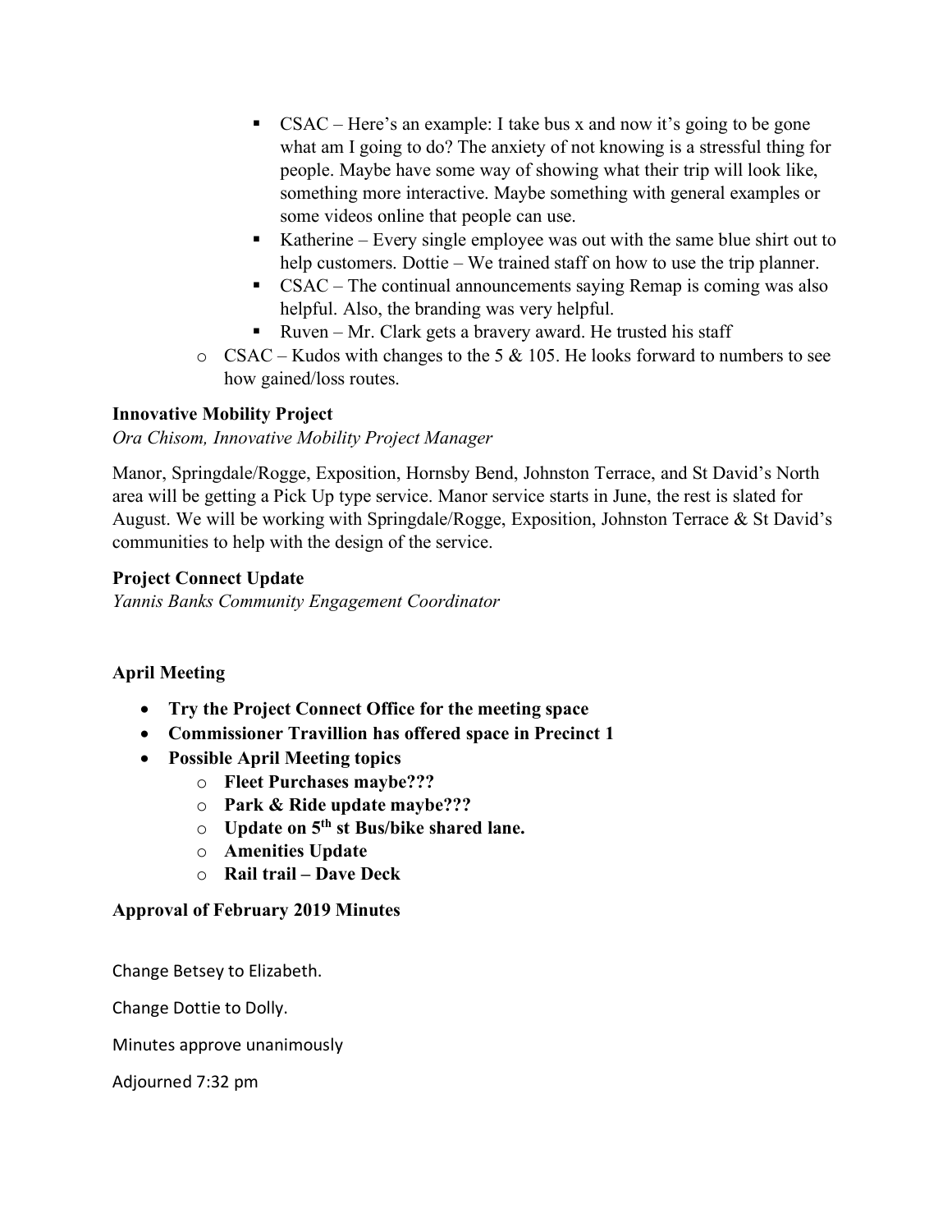- CSAC – Here's an example: I take bus x and now it's going to be gone what am I going to do? The anxiety of not knowing is a stressful thing for people. Maybe have some way of showing what their trip will look like, something more interactive. Maybe something with general examples or some videos online that people can use.
    - Katherine – Every single employee was out with the same blue shirt out to help customers. Dottie – We trained staff on how to use the trip planner.
    - CSAC – The continual announcements saying Remap is coming was also helpful. Also, the branding was very helpful.
    - Ruven – Mr. Clark gets a bravery award. He trusted his staff
  - CSAC – Kudos with changes to the 5 & 105. He looks forward to numbers to see how gained/loss routes.

**Innovative Mobility Project**

*Ora Chisom, Innovative Mobility Project Manager*

Manor, Springdale/Rogge, Exposition, Hornsby Bend, Johnston Terrace, and St David's North area will be getting a Pick Up type service. Manor service starts in June, the rest is slated for August. We will be working with Springdale/Rogge, Exposition, Johnston Terrace & St David's communities to help with the design of the service.

**Project Connect Update**

*Yannis Banks Community Engagement Coordinator*

**April Meeting**

- **Try the Project Connect Office for the meeting space**
- **Commissioner Travillion has offered space in Precinct 1**
- **Possible April Meeting topics**
  - **Fleet Purchases maybe???**
  - **Park & Ride update maybe???**
  - **Update on 5th st Bus/bike shared lane.**
  - **Amenities Update**
  - **Rail trail – Dave Deck**

**Approval of February 2019 Minutes**

Change Betsey to Elizabeth.

Change Dottie to Dolly.

Minutes approve unanimously

Adjourned 7:32 pm